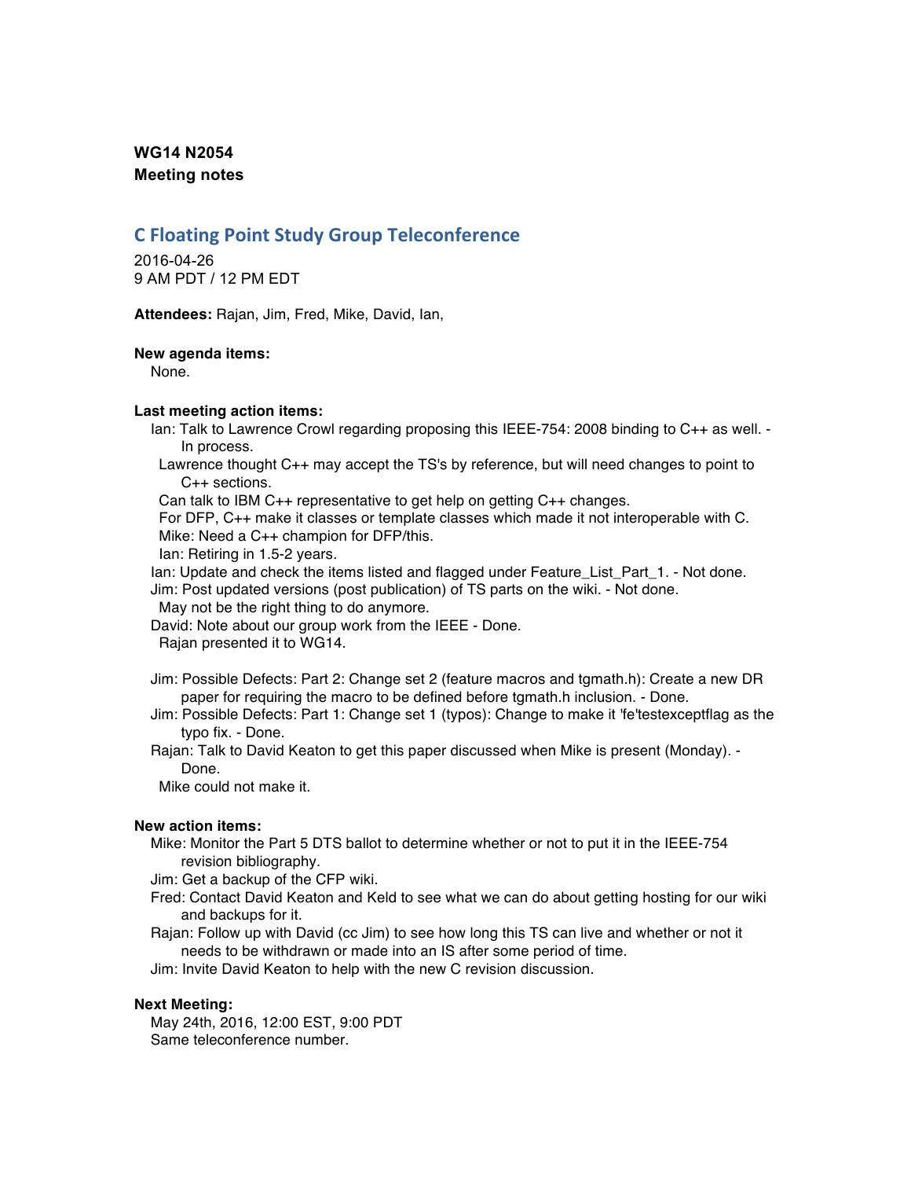**WG14 N2054**
**Meeting notes**

## C Floating Point Study Group Teleconference

2016-04-26
9 AM PDT / 12 PM EDT

**Attendees:** Rajan, Jim, Fred, Mike, David, Ian,

**New agenda items:**

None.

**Last meeting action items:**

- Ian: Talk to Lawrence Crowl regarding proposing this IEEE-754: 2008 binding to C++ as well. - In process.
  - Lawrence thought C++ may accept the TS's by reference, but will need changes to point to C++ sections.
  - Can talk to IBM C++ representative to get help on getting C++ changes.
  - For DFP, C++ make it classes or template classes which made it not interoperable with C.
  - Mike: Need a C++ champion for DFP/this.
  - Ian: Retiring in 1.5-2 years.
- Ian: Update and check the items listed and flagged under Feature_List_Part_1. - Not done.
- Jim: Post updated versions (post publication) of TS parts on the wiki. - Not done.
  - May not be the right thing to do anymore.
- David: Note about our group work from the IEEE - Done.
  - Rajan presented it to WG14.

- Jim: Possible Defects: Part 2: Change set 2 (feature macros and tgmath.h): Create a new DR paper for requiring the macro to be defined before tgmath.h inclusion. - Done.
- Jim: Possible Defects: Part 1: Change set 1 (typos): Change to make it 'fe'testexceptflag as the typo fix. - Done.
- Rajan: Talk to David Keaton to get this paper discussed when Mike is present (Monday). - Done.
  - Mike could not make it.

**New action items:**

- Mike: Monitor the Part 5 DTS ballot to determine whether or not to put it in the IEEE-754 revision bibliography.
- Jim: Get a backup of the CFP wiki.
- Fred: Contact David Keaton and Keld to see what we can do about getting hosting for our wiki and backups for it.
- Rajan: Follow up with David (cc Jim) to see how long this TS can live and whether or not it needs to be withdrawn or made into an IS after some period of time.
- Jim: Invite David Keaton to help with the new C revision discussion.

**Next Meeting:**

May 24th, 2016, 12:00 EST, 9:00 PDT
Same teleconference number.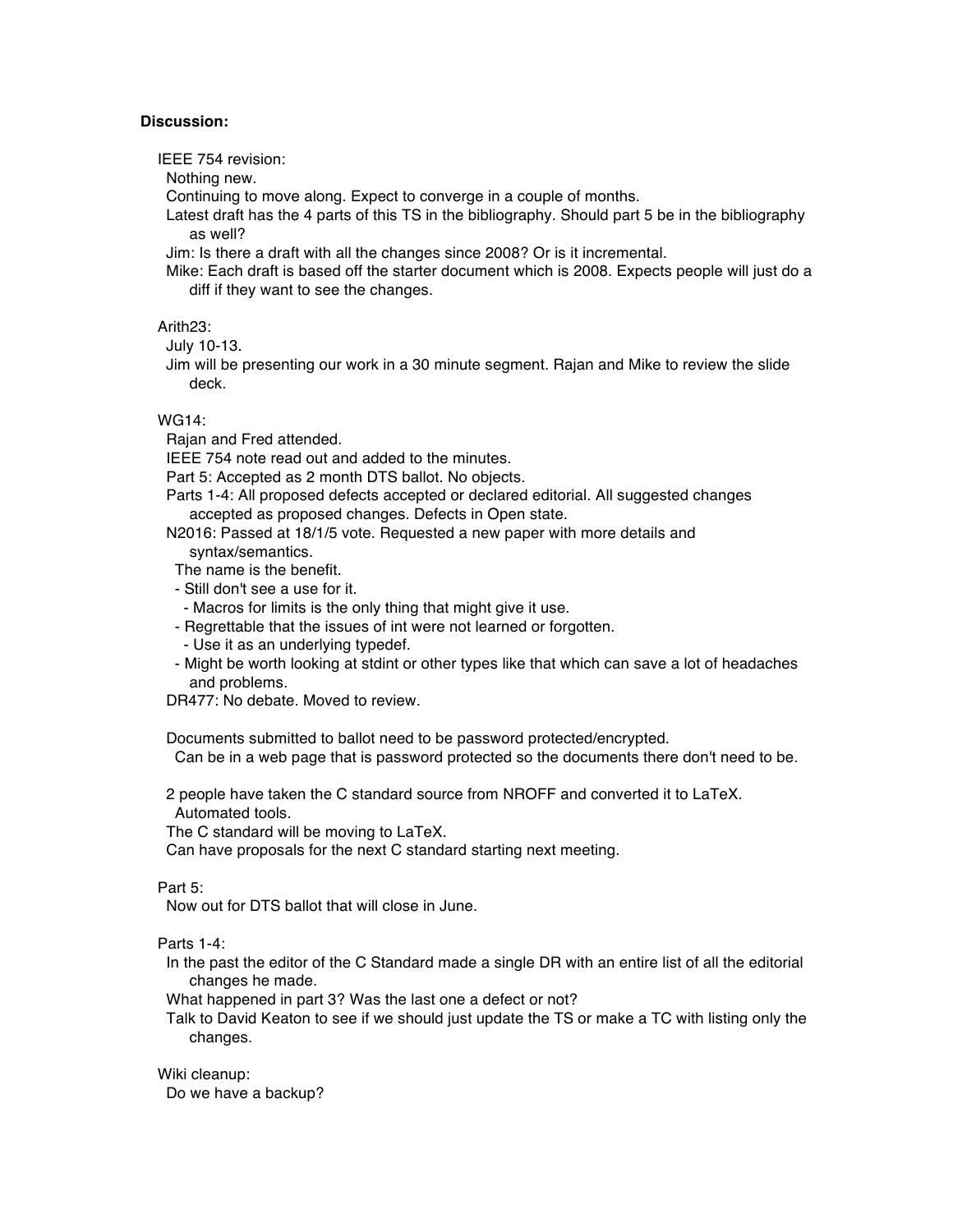**Discussion:**

IEEE 754 revision:

- Nothing new.
- Continuing to move along. Expect to converge in a couple of months.
- Latest draft has the 4 parts of this TS in the bibliography. Should part 5 be in the bibliography as well?
- Jim: Is there a draft with all the changes since 2008? Or is it incremental.
- Mike: Each draft is based off the starter document which is 2008. Expects people will just do a diff if they want to see the changes.

Arith23:

- July 10-13.
- Jim will be presenting our work in a 30 minute segment. Rajan and Mike to review the slide deck.

WG14:

- Rajan and Fred attended.
- IEEE 754 note read out and added to the minutes.
- Part 5: Accepted as 2 month DTS ballot. No objects.
- Parts 1-4: All proposed defects accepted or declared editorial. All suggested changes accepted as proposed changes. Defects in Open state.
- N2016: Passed at 18/1/5 vote. Requested a new paper with more details and syntax/semantics.
  - The name is the benefit.
  - - Still don't see a use for it.
    - - Macros for limits is the only thing that might give it use.
  - - Regrettable that the issues of int were not learned or forgotten.
    - - Use it as an underlying typedef.
  - - Might be worth looking at stdint or other types like that which can save a lot of headaches and problems.
- DR477: No debate. Moved to review.

- Documents submitted to ballot need to be password protected/encrypted.
  - Can be in a web page that is password protected so the documents there don't need to be.

- 2 people have taken the C standard source from NROFF and converted it to LaTeX.
  - Automated tools.
- The C standard will be moving to LaTeX.
- Can have proposals for the next C standard starting next meeting.

Part 5:

- Now out for DTS ballot that will close in June.

Parts 1-4:

- In the past the editor of the C Standard made a single DR with an entire list of all the editorial changes he made.
- What happened in part 3? Was the last one a defect or not?
- Talk to David Keaton to see if we should just update the TS or make a TC with listing only the changes.

Wiki cleanup:

- Do we have a backup?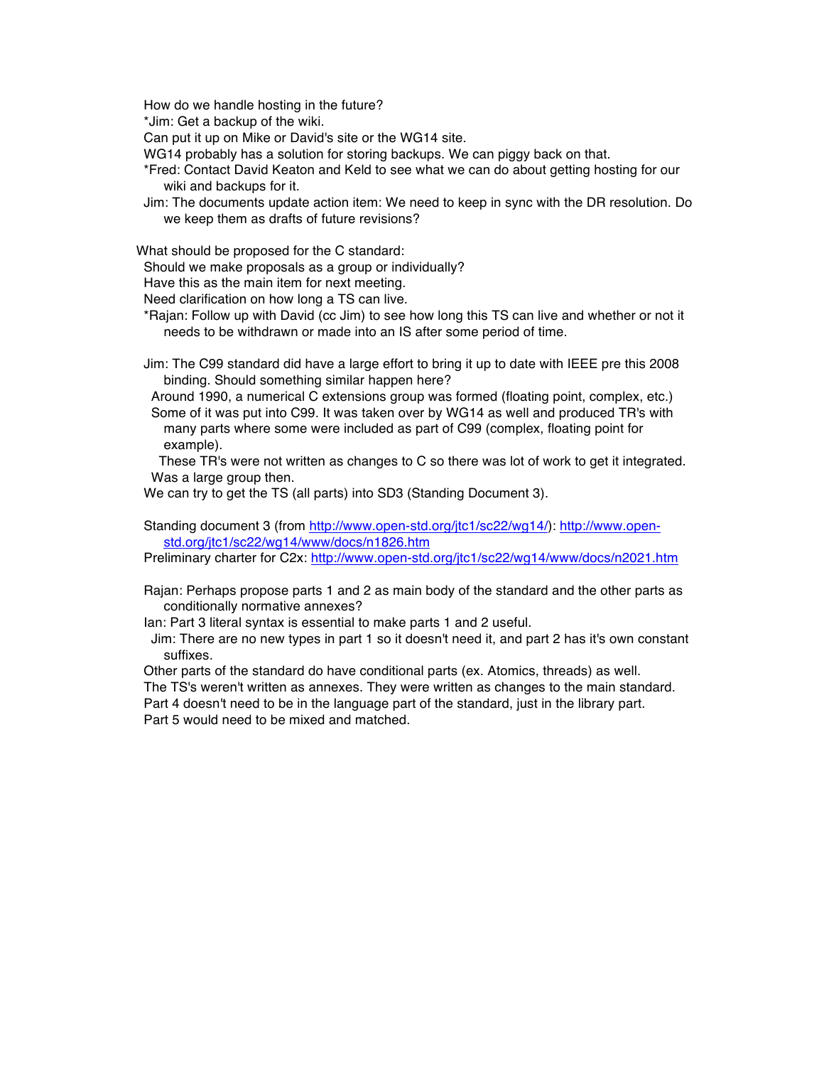How do we handle hosting in the future?

*Jim: Get a backup of the wiki.

Can put it up on Mike or David's site or the WG14 site.

WG14 probably has a solution for storing backups. We can piggy back on that.

*Fred: Contact David Keaton and Keld to see what we can do about getting hosting for our wiki and backups for it.

Jim: The documents update action item: We need to keep in sync with the DR resolution. Do we keep them as drafts of future revisions?

What should be proposed for the C standard:

Should we make proposals as a group or individually?

Have this as the main item for next meeting.

Need clarification on how long a TS can live.

*Rajan: Follow up with David (cc Jim) to see how long this TS can live and whether or not it needs to be withdrawn or made into an IS after some period of time.

Jim: The C99 standard did have a large effort to bring it up to date with IEEE pre this 2008 binding. Should something similar happen here?

Around 1990, a numerical C extensions group was formed (floating point, complex, etc.) Some of it was put into C99. It was taken over by WG14 as well and produced TR's with many parts where some were included as part of C99 (complex, floating point for example).

These TR's were not written as changes to C so there was lot of work to get it integrated.

Was a large group then.

We can try to get the TS (all parts) into SD3 (Standing Document 3).

Standing document 3 (from http://www.open-std.org/jtc1/sc22/wg14/): http://www.open-std.org/jtc1/sc22/wg14/www/docs/n1826.htm

Preliminary charter for C2x: http://www.open-std.org/jtc1/sc22/wg14/www/docs/n2021.htm

Rajan: Perhaps propose parts 1 and 2 as main body of the standard and the other parts as conditionally normative annexes?

Ian: Part 3 literal syntax is essential to make parts 1 and 2 useful.

Jim: There are no new types in part 1 so it doesn't need it, and part 2 has it's own constant suffixes.

Other parts of the standard do have conditional parts (ex. Atomics, threads) as well.

The TS's weren't written as annexes. They were written as changes to the main standard.

Part 4 doesn't need to be in the language part of the standard, just in the library part.

Part 5 would need to be mixed and matched.